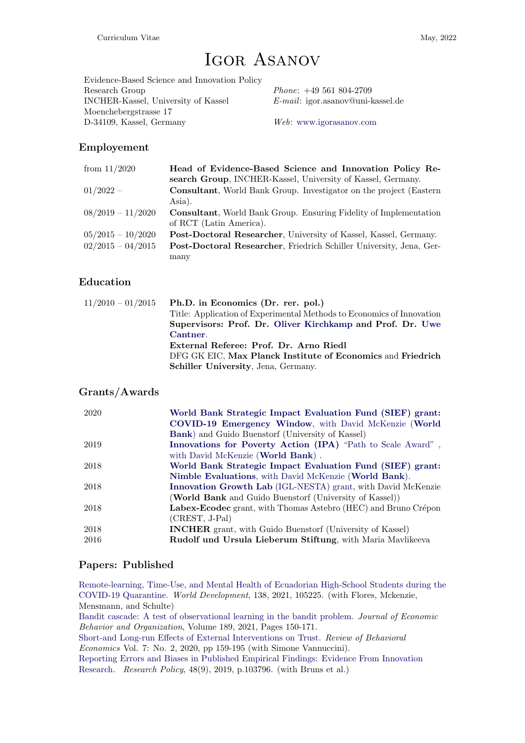Curriculum Vitae May, 2022

# Igor Asanov

Evidence-Based Science and Innovation Policy Research Group
INCHER-Kassel, University of Kassel
Moenchebergstrasse 17
D-34109, Kassel, Germany

*Phone*: +49 561 804-2709
*E-mail*: igor.asanov@uni-kassel.de

*Web*: www.igorasanov.com

## Employement

| | |
|---|---|
| from 11/2020 | **Head of Evidence-Based Science and Innovation Policy Research Group**, INCHER-Kassel, University of Kassel, Germany. |
| 01/2022 – | **Consultant**, World Bank Group. Investigator on the project (Eastern Asia). |
| 08/2019 – 11/2020 | **Consultant**, World Bank Group. Ensuring Fidelity of Implementation of RCT (Latin America). |
| 05/2015 – 10/2020 | **Post-Doctoral Researcher**, University of Kassel, Kassel, Germany. |
| 02/2015 – 04/2015 | **Post-Doctoral Researcher**, Friedrich Schiller University, Jena, Germany |

## Education

| | |
|---|---|
| 11/2010 – 01/2015 | **Ph.D. in Economics (Dr. rer. pol.)**<br>Title: Application of Experimental Methods to Economics of Innovation<br>**Supervisors: Prof. Dr. Oliver Kirchkamp and Prof. Dr. Uwe Cantner**.<br>**External Referee: Prof. Dr. Arno Riedl**<br>DFG GK EIC, **Max Planck Institute of Economics** and **Friedrich Schiller University**, Jena, Germany. |

## Grants/Awards

| | |
|---|---|
| 2020 | **World Bank Strategic Impact Evaluation Fund (SIEF) grant: COVID-19 Emergency Window**, with David McKenzie (**World Bank**) and Guido Buenstorf (University of Kassel) |
| 2019 | **Innovations for Poverty Action (IPA)** "Path to Scale Award" , with David McKenzie (**World Bank**) . |
| 2018 | **World Bank Strategic Impact Evaluation Fund (SIEF) grant: Nimble Evaluations**, with David McKenzie (**World Bank**). |
| 2018 | **Innovation Growth Lab** (IGL-NESTA) grant, with David McKenzie (**World Bank** and Guido Buenstorf (University of Kassel)) |
| 2018 | **Labex-Ecodec** grant, with Thomas Astebro (HEC) and Bruno Crépon (CREST, J-Pal) |
| 2018 | **INCHER** grant, with Guido Buenstorf (University of Kassel) |
| 2016 | **Rudolf und Ursula Lieberum Stiftung**, with Maria Mavlikeeva |

## Papers: Published

Remote-learning, Time-Use, and Mental Health of Ecuadorian High-School Students during the COVID-19 Quarantine. *World Development*, 138, 2021, 105225. (with Flores, Mckenzie, Mensmann, and Schulte)

Bandit cascade: A test of observational learning in the bandit problem. *Journal of Economic Behavior and Organization*, Volume 189, 2021, Pages 150-171.

Short-and Long-run Effects of External Interventions on Trust. *Review of Behavioral Economics* Vol. 7: No. 2, 2020, pp 159-195 (with Simone Vannuccini).

Reporting Errors and Biases in Published Empirical Findings: Evidence From Innovation Research. *Research Policy*, 48(9), 2019, p.103796. (with Bruns et al.)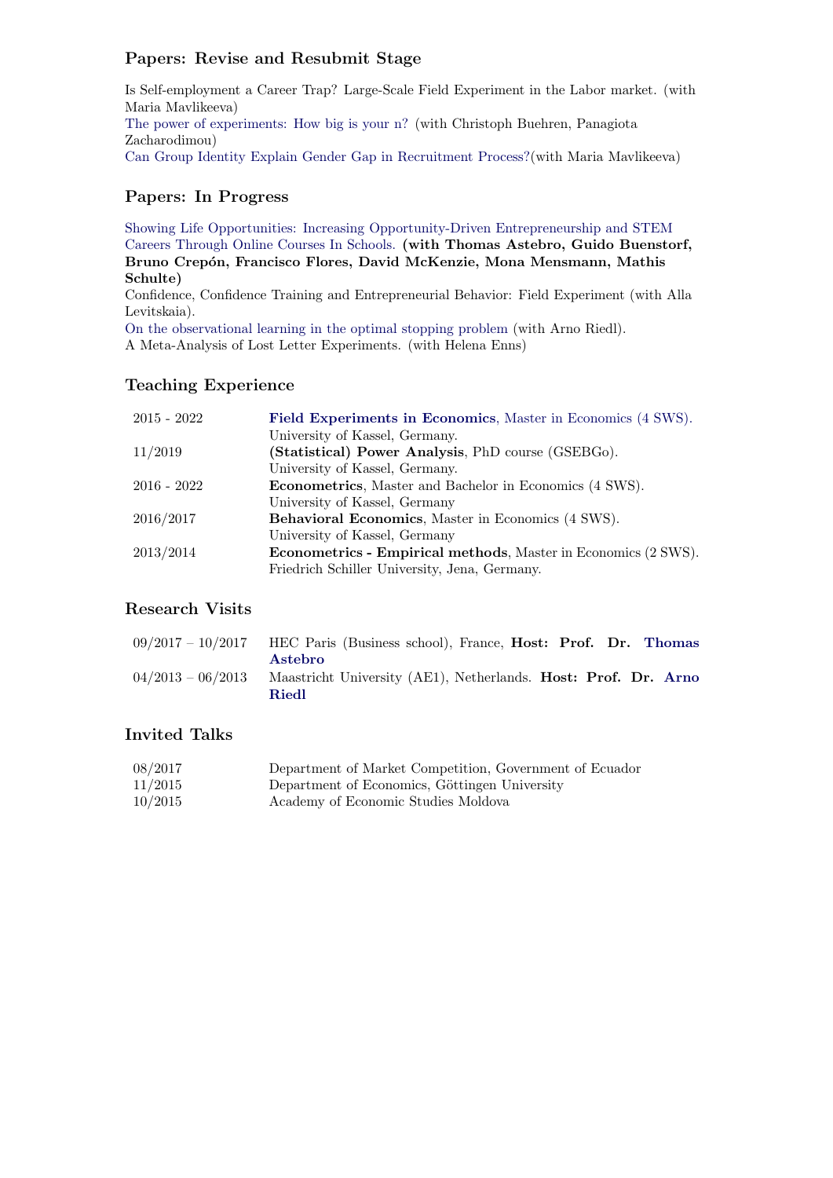## Papers: Revise and Resubmit Stage

Is Self-employment a Career Trap? Large-Scale Field Experiment in the Labor market. (with Maria Mavlikeeva)
The power of experiments: How big is your n? (with Christoph Buehren, Panagiota Zacharodimou)
Can Group Identity Explain Gender Gap in Recruitment Process?(with Maria Mavlikeeva)

## Papers: In Progress

Showing Life Opportunities: Increasing Opportunity-Driven Entrepreneurship and STEM Careers Through Online Courses In Schools. **(with Thomas Astebro, Guido Buenstorf, Bruno Crepón, Francisco Flores, David McKenzie, Mona Mensmann, Mathis Schulte)**
Confidence, Confidence Training and Entrepreneurial Behavior: Field Experiment (with Alla Levitskaia).
On the observational learning in the optimal stopping problem (with Arno Riedl).
A Meta-Analysis of Lost Letter Experiments. (with Helena Enns)

## Teaching Experience

| | |
|---|---|
| 2015 - 2022 | **Field Experiments in Economics**, Master in Economics (4 SWS). University of Kassel, Germany. |
| 11/2019 | **(Statistical) Power Analysis**, PhD course (GSEBGo). University of Kassel, Germany. |
| 2016 - 2022 | **Econometrics**, Master and Bachelor in Economics (4 SWS). University of Kassel, Germany |
| 2016/2017 | **Behavioral Economics**, Master in Economics (4 SWS). University of Kassel, Germany |
| 2013/2014 | **Econometrics - Empirical methods**, Master in Economics (2 SWS). Friedrich Schiller University, Jena, Germany. |

## Research Visits

| | |
|---|---|
| 09/2017 – 10/2017 | HEC Paris (Business school), France, **Host: Prof. Dr. Thomas Astebro** |
| 04/2013 – 06/2013 | Maastricht University (AE1), Netherlands. **Host: Prof. Dr. Arno Riedl** |

## Invited Talks

| | |
|---|---|
| 08/2017 | Department of Market Competition, Government of Ecuador |
| 11/2015 | Department of Economics, Göttingen University |
| 10/2015 | Academy of Economic Studies Moldova |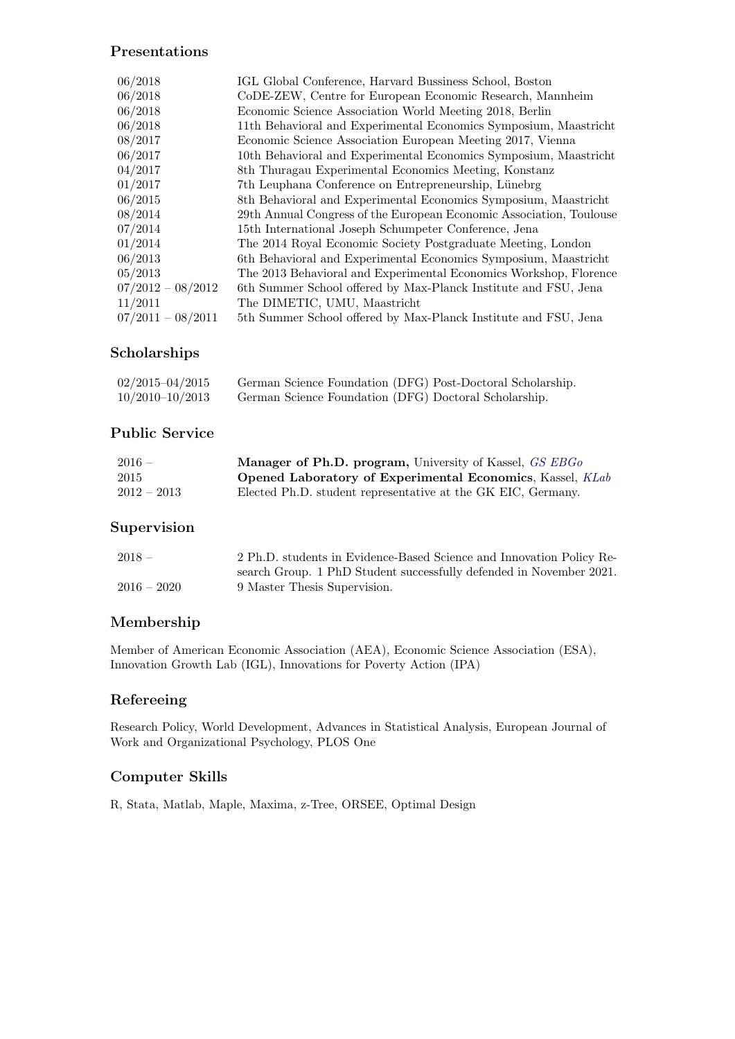## Presentations

| | |
|---|---|
| 06/2018 | IGL Global Conference, Harvard Bussiness School, Boston |
| 06/2018 | CoDE-ZEW, Centre for European Economic Research, Mannheim |
| 06/2018 | Economic Science Association World Meeting 2018, Berlin |
| 06/2018 | 11th Behavioral and Experimental Economics Symposium, Maastricht |
| 08/2017 | Economic Science Association European Meeting 2017, Vienna |
| 06/2017 | 10th Behavioral and Experimental Economics Symposium, Maastricht |
| 04/2017 | 8th Thuragau Experimental Economics Meeting, Konstanz |
| 01/2017 | 7th Leuphana Conference on Entrepreneurship, Lünebrg |
| 06/2015 | 8th Behavioral and Experimental Economics Symposium, Maastricht |
| 08/2014 | 29th Annual Congress of the European Economic Association, Toulouse |
| 07/2014 | 15th International Joseph Schumpeter Conference, Jena |
| 01/2014 | The 2014 Royal Economic Society Postgraduate Meeting, London |
| 06/2013 | 6th Behavioral and Experimental Economics Symposium, Maastricht |
| 05/2013 | The 2013 Behavioral and Experimental Economics Workshop, Florence |
| 07/2012 – 08/2012 | 6th Summer School offered by Max-Planck Institute and FSU, Jena |
| 11/2011 | The DIMETIC, UMU, Maastricht |
| 07/2011 – 08/2011 | 5th Summer School offered by Max-Planck Institute and FSU, Jena |

## Scholarships

| | |
|---|---|
| 02/2015–04/2015 | German Science Foundation (DFG) Post-Doctoral Scholarship. |
| 10/2010–10/2013 | German Science Foundation (DFG) Doctoral Scholarship. |

## Public Service

| | |
|---|---|
| 2016 – | **Manager of Ph.D. program,** University of Kassel, *GS EBGo* |
| 2015 | **Opened Laboratory of Experimental Economics**, Kassel, *KLab* |
| 2012 – 2013 | Elected Ph.D. student representative at the GK EIC, Germany. |

## Supervision

| | |
|---|---|
| 2018 – | 2 Ph.D. students in Evidence-Based Science and Innovation Policy Research Group. 1 PhD Student successfully defended in November 2021. |
| 2016 – 2020 | 9 Master Thesis Supervision. |

## Membership

Member of American Economic Association (AEA), Economic Science Association (ESA), Innovation Growth Lab (IGL), Innovations for Poverty Action (IPA)

## Refereeing

Research Policy, World Development, Advances in Statistical Analysis, European Journal of Work and Organizational Psychology, PLOS One

## Computer Skills

R, Stata, Matlab, Maple, Maxima, z-Tree, ORSEE, Optimal Design